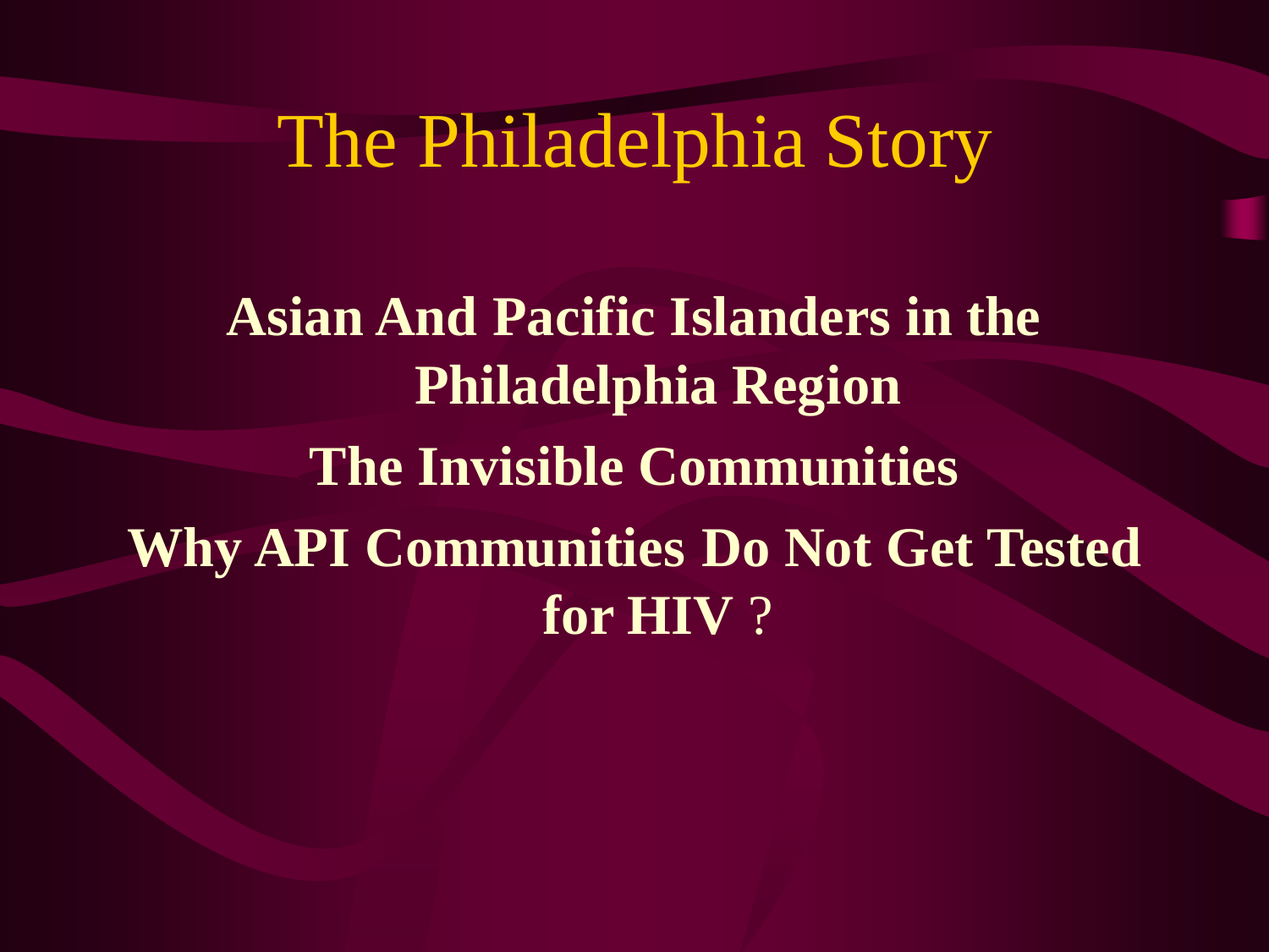# The Philadelphia Story

**Asian And Pacific Islanders in the Philadelphia Region**

**The Invisible Communities**

**Why API Communities Do Not Get Tested for HIV ?**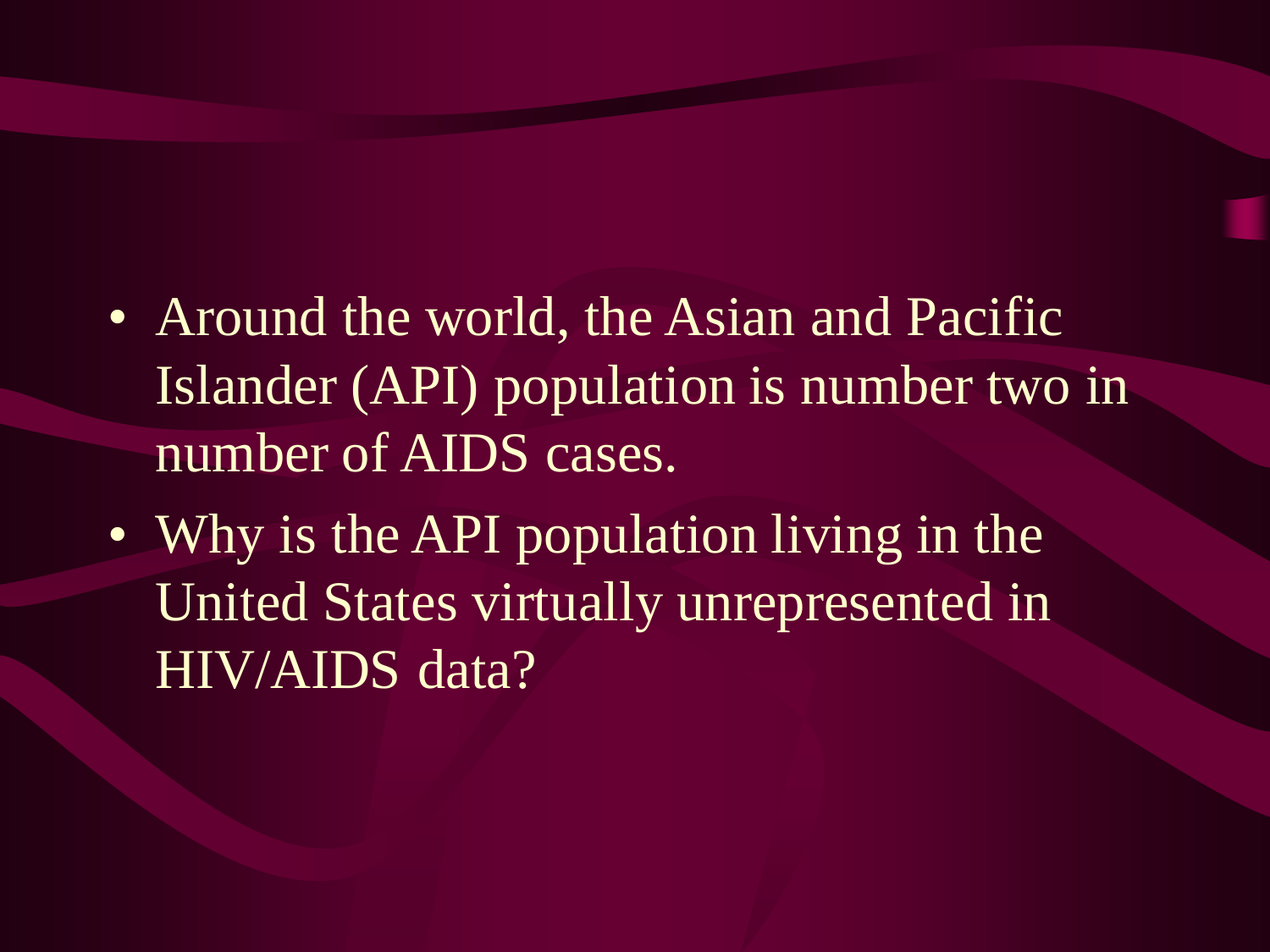- Around the world, the Asian and Pacific Islander (API) population is number two in number of AIDS cases.
- Why is the API population living in the United States virtually unrepresented in HIV/AIDS data?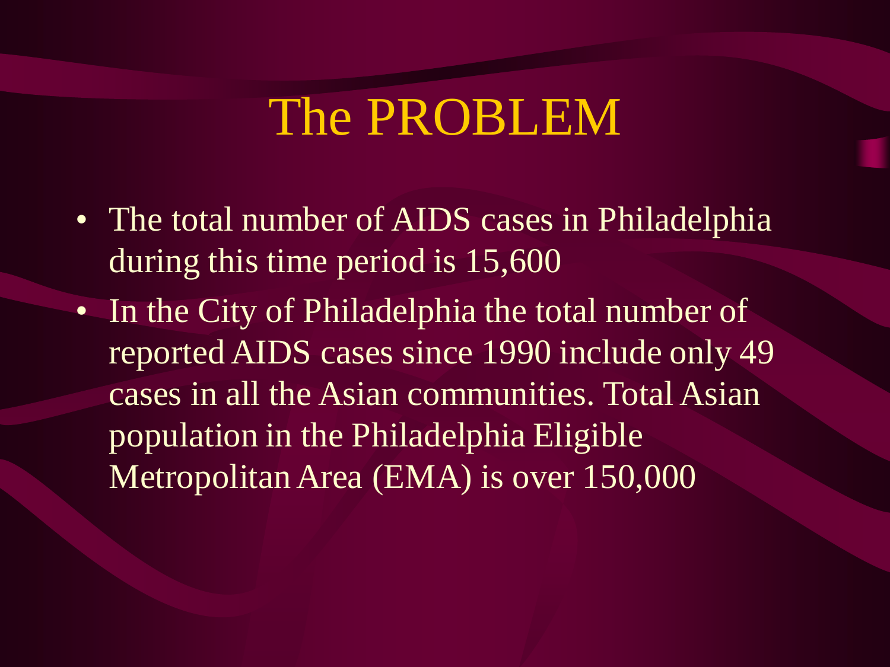# The PROBLEM

- The total number of AIDS cases in Philadelphia during this time period is 15,600
- In the City of Philadelphia the total number of reported AIDS cases since 1990 include only 49 cases in all the Asian communities. Total Asian population in the Philadelphia Eligible Metropolitan Area (EMA) is over 150,000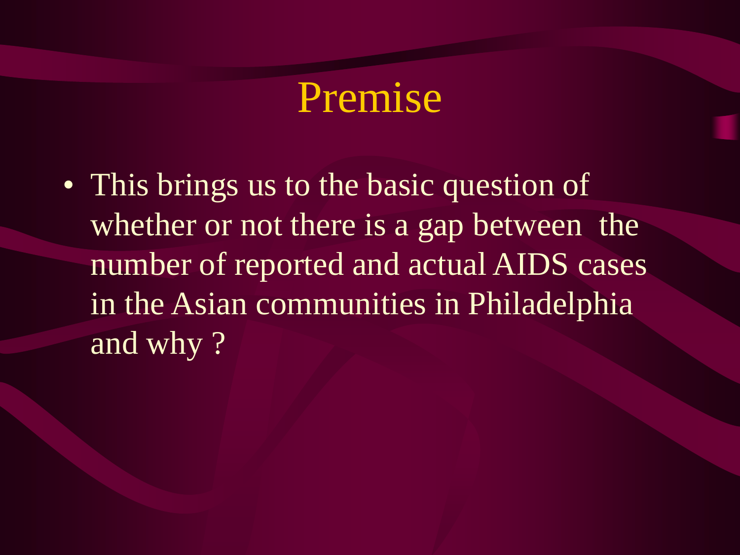# Premise

- This brings us to the basic question of whether or not there is a gap between  the number of reported and actual AIDS cases in the Asian communities in Philadelphia and why ?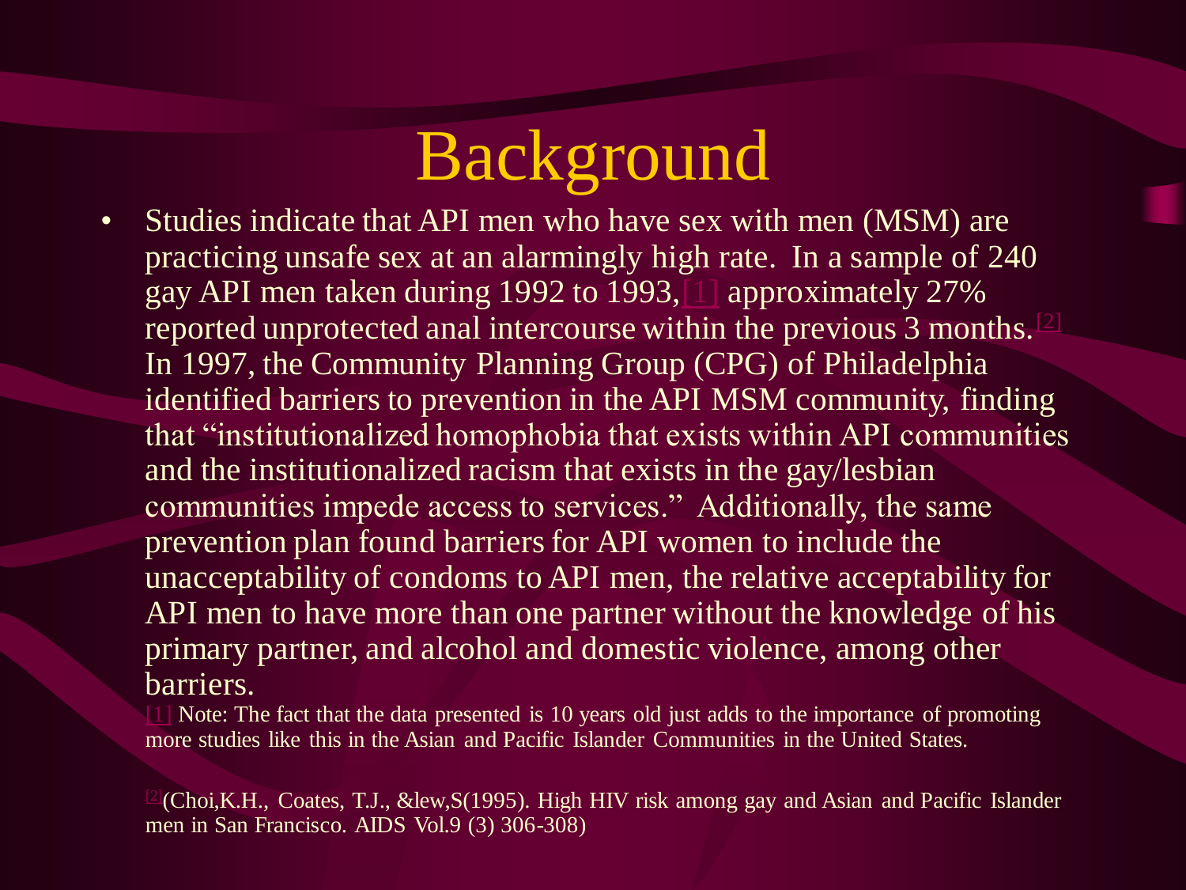# Background

- Studies indicate that API men who have sex with men (MSM) are practicing unsafe sex at an alarmingly high rate. In a sample of 240 gay API men taken during 1992 to 1993,[1] approximately 27% reported unprotected anal intercourse within the previous 3 months.[2] In 1997, the Community Planning Group (CPG) of Philadelphia identified barriers to prevention in the API MSM community, finding that "institutionalized homophobia that exists within API communities and the institutionalized racism that exists in the gay/lesbian communities impede access to services." Additionally, the same prevention plan found barriers for API women to include the unacceptability of condoms to API men, the relative acceptability for API men to have more than one partner without the knowledge of his primary partner, and alcohol and domestic violence, among other barriers.

[1] Note: The fact that the data presented is 10 years old just adds to the importance of promoting more studies like this in the Asian and Pacific Islander Communities in the United States.

[2](Choi,K.H., Coates, T.J., &lew,S(1995). High HIV risk among gay and Asian and Pacific Islander men in San Francisco. AIDS Vol.9 (3) 306-308)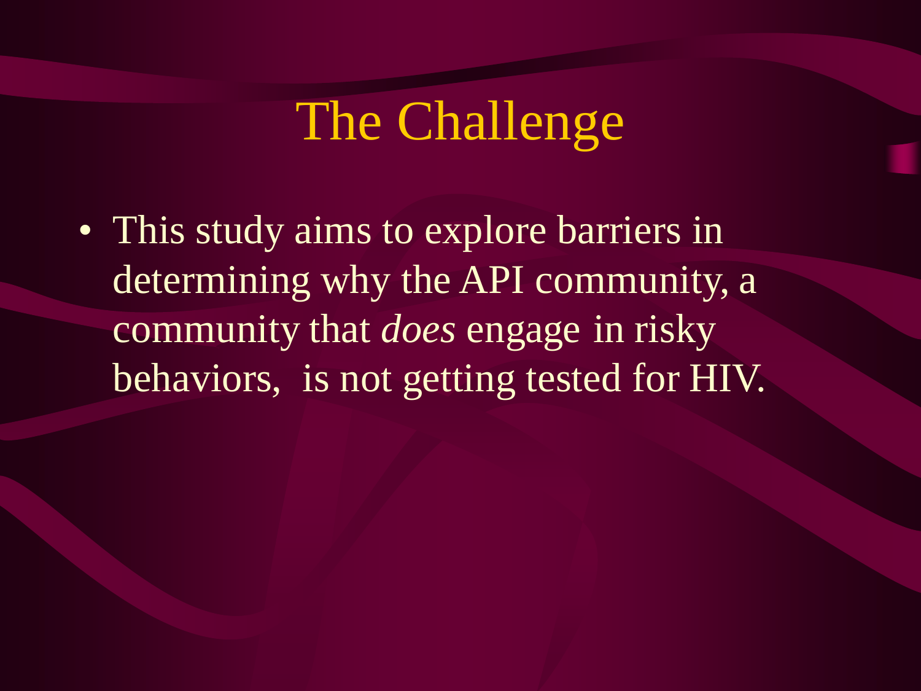# The Challenge

- This study aims to explore barriers in determining why the API community, a community that *does* engage in risky behaviors,  is not getting tested for HIV.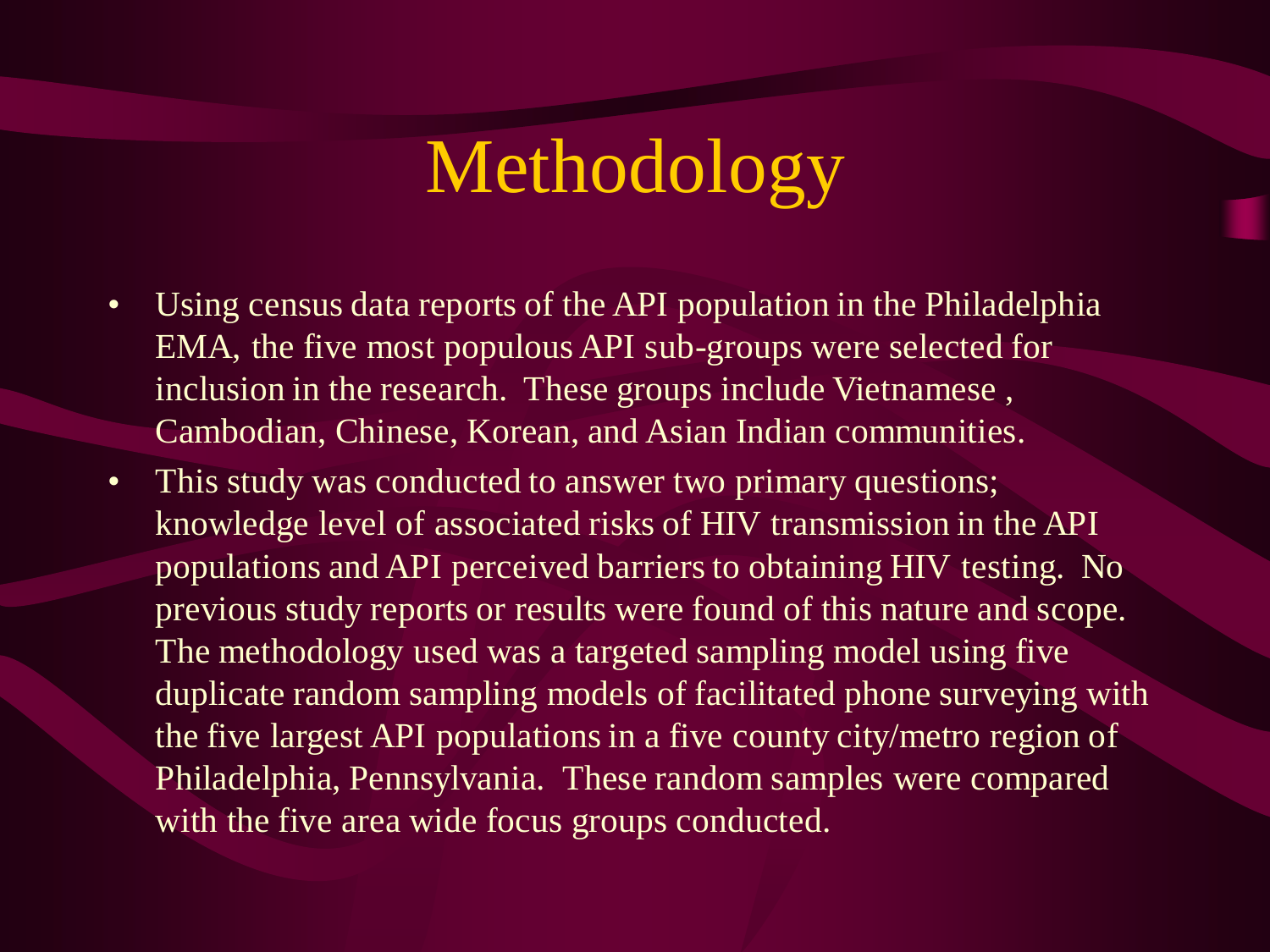# Methodology

- Using census data reports of the API population in the Philadelphia EMA, the five most populous API sub-groups were selected for inclusion in the research. These groups include Vietnamese , Cambodian, Chinese, Korean, and Asian Indian communities.
- This study was conducted to answer two primary questions; knowledge level of associated risks of HIV transmission in the API populations and API perceived barriers to obtaining HIV testing. No previous study reports or results were found of this nature and scope. The methodology used was a targeted sampling model using five duplicate random sampling models of facilitated phone surveying with the five largest API populations in a five county city/metro region of Philadelphia, Pennsylvania. These random samples were compared with the five area wide focus groups conducted.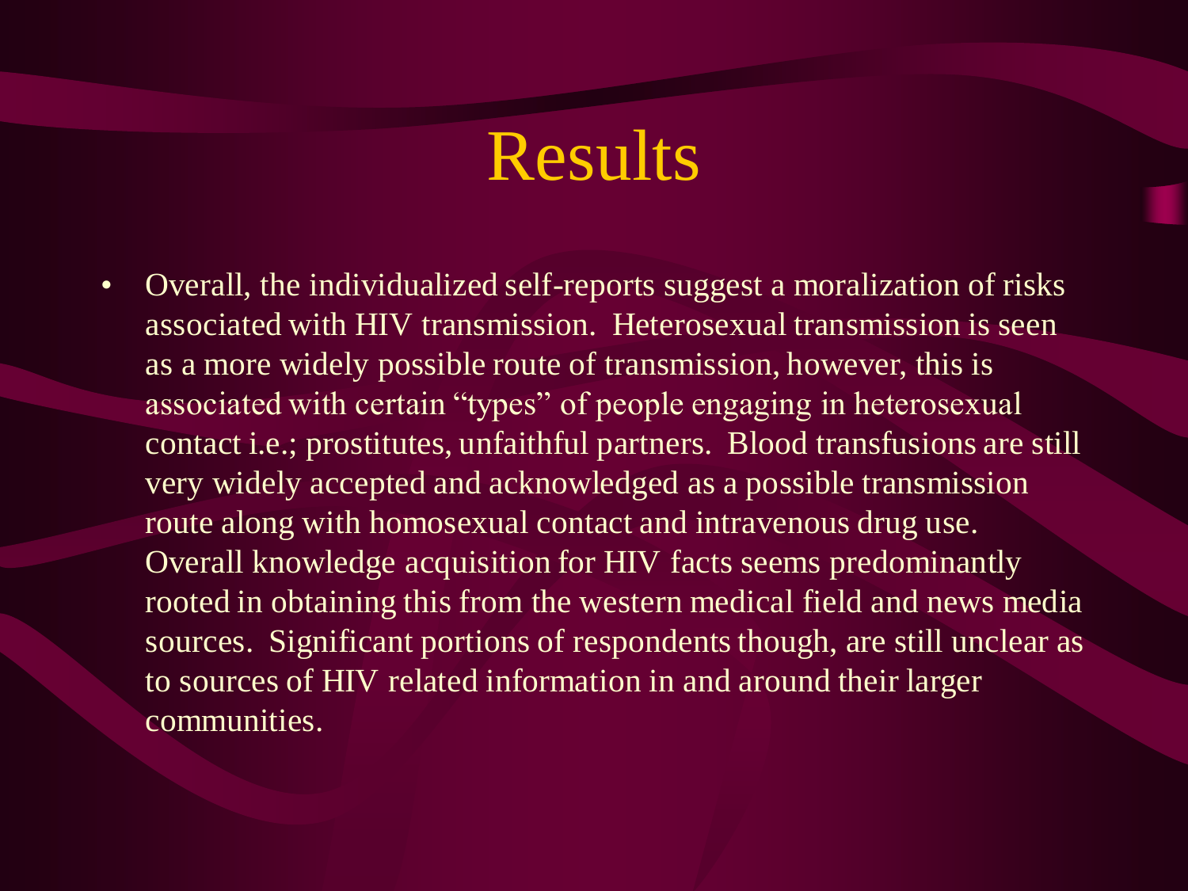# Results

- Overall, the individualized self-reports suggest a moralization of risks associated with HIV transmission. Heterosexual transmission is seen as a more widely possible route of transmission, however, this is associated with certain "types" of people engaging in heterosexual contact i.e.; prostitutes, unfaithful partners. Blood transfusions are still very widely accepted and acknowledged as a possible transmission route along with homosexual contact and intravenous drug use. Overall knowledge acquisition for HIV facts seems predominantly rooted in obtaining this from the western medical field and news media sources. Significant portions of respondents though, are still unclear as to sources of HIV related information in and around their larger communities.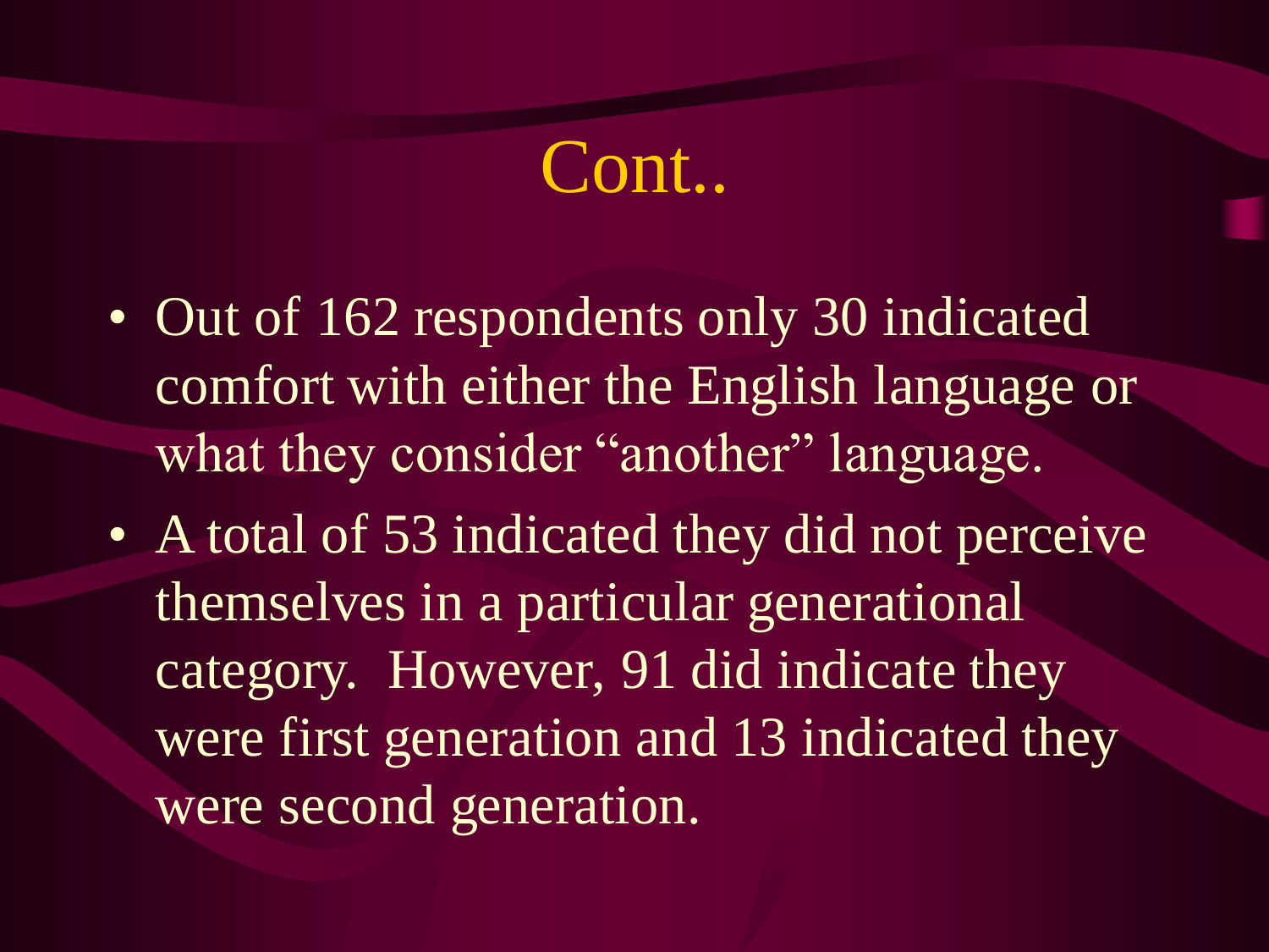# Cont..

- Out of 162 respondents only 30 indicated comfort with either the English language or what they consider "another" language.
- A total of 53 indicated they did not perceive themselves in a particular generational category. However, 91 did indicate they were first generation and 13 indicated they were second generation.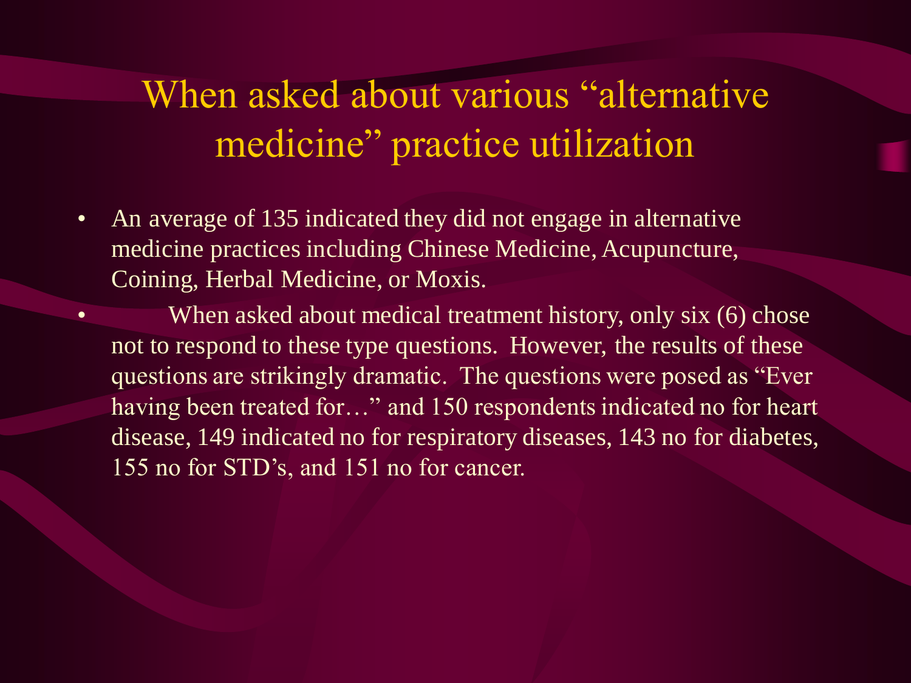# When asked about various "alternative medicine" practice utilization

- An average of 135 indicated they did not engage in alternative medicine practices including Chinese Medicine, Acupuncture, Coining, Herbal Medicine, or Moxis.
- When asked about medical treatment history, only six (6) chose not to respond to these type questions. However, the results of these questions are strikingly dramatic. The questions were posed as "Ever having been treated for…" and 150 respondents indicated no for heart disease, 149 indicated no for respiratory diseases, 143 no for diabetes, 155 no for STD's, and 151 no for cancer.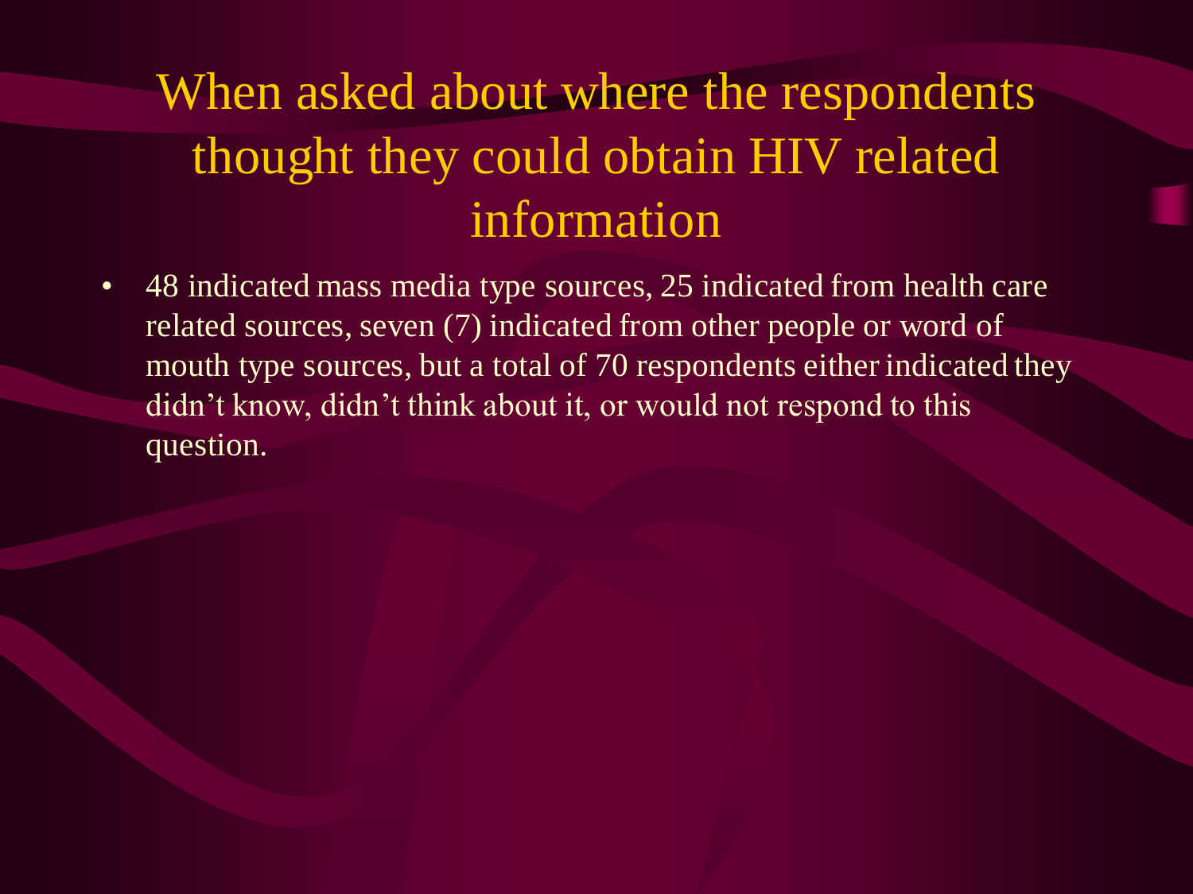# When asked about where the respondents thought they could obtain HIV related information

- 48 indicated mass media type sources, 25 indicated from health care related sources, seven (7) indicated from other people or word of mouth type sources, but a total of 70 respondents either indicated they didn't know, didn't think about it, or would not respond to this question.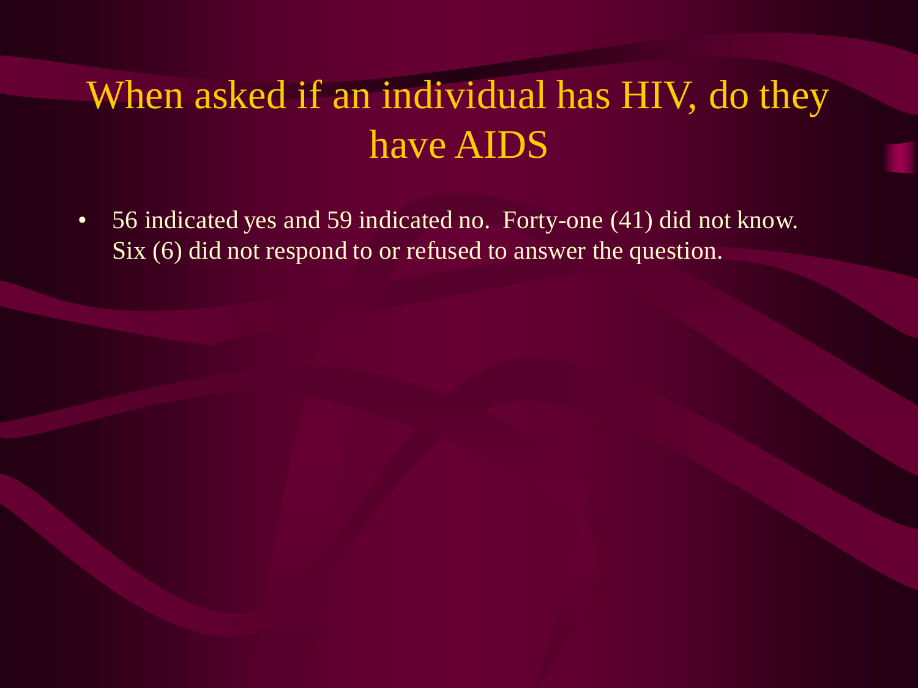# When asked if an individual has HIV, do they have AIDS

- 56 indicated yes and 59 indicated no. Forty-one (41) did not know. Six (6) did not respond to or refused to answer the question.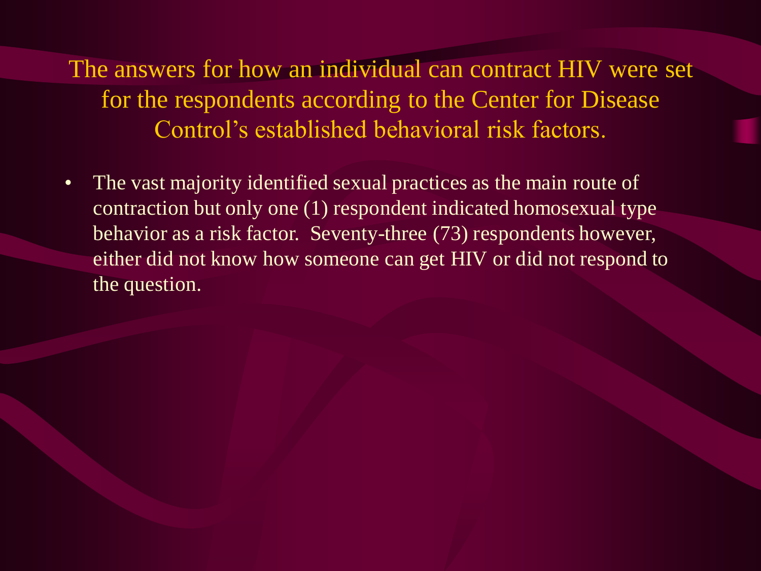## The answers for how an individual can contract HIV were set for the respondents according to the Center for Disease Control's established behavioral risk factors.

- The vast majority identified sexual practices as the main route of contraction but only one (1) respondent indicated homosexual type behavior as a risk factor. Seventy-three (73) respondents however, either did not know how someone can get HIV or did not respond to the question.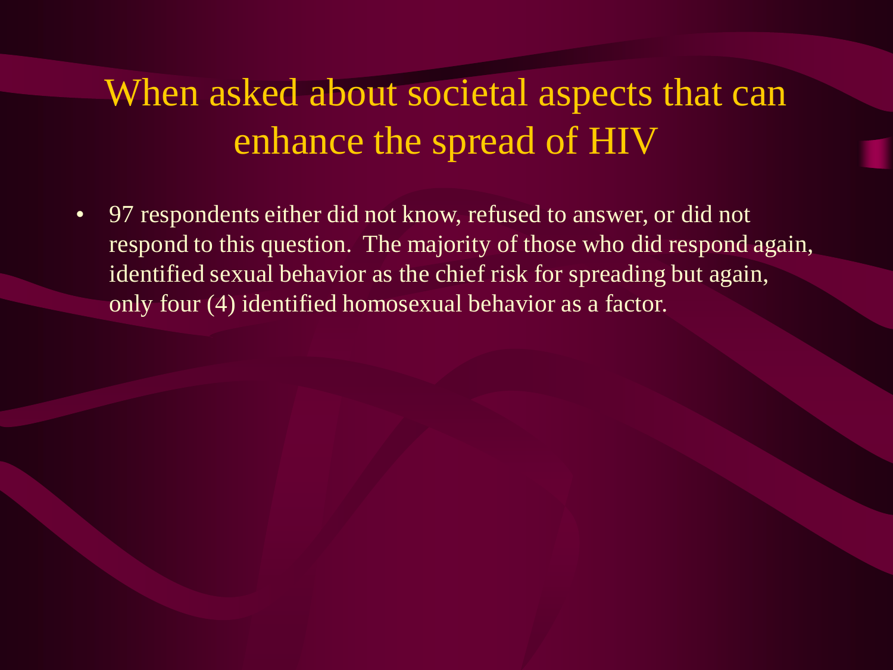# When asked about societal aspects that can enhance the spread of HIV

- 97 respondents either did not know, refused to answer, or did not respond to this question. The majority of those who did respond again, identified sexual behavior as the chief risk for spreading but again, only four (4) identified homosexual behavior as a factor.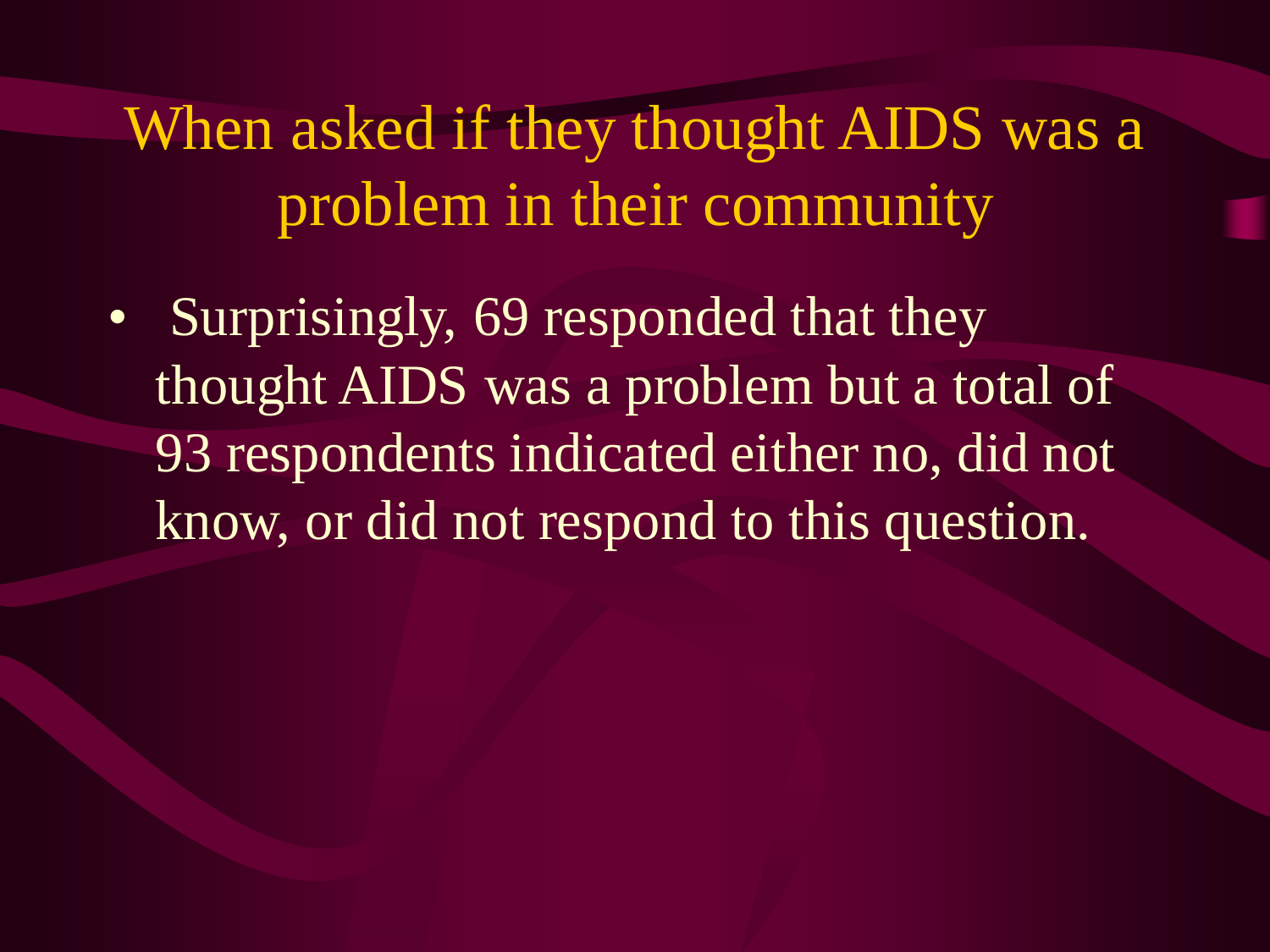# When asked if they thought AIDS was a problem in their community

- Surprisingly, 69 responded that they thought AIDS was a problem but a total of 93 respondents indicated either no, did not know, or did not respond to this question.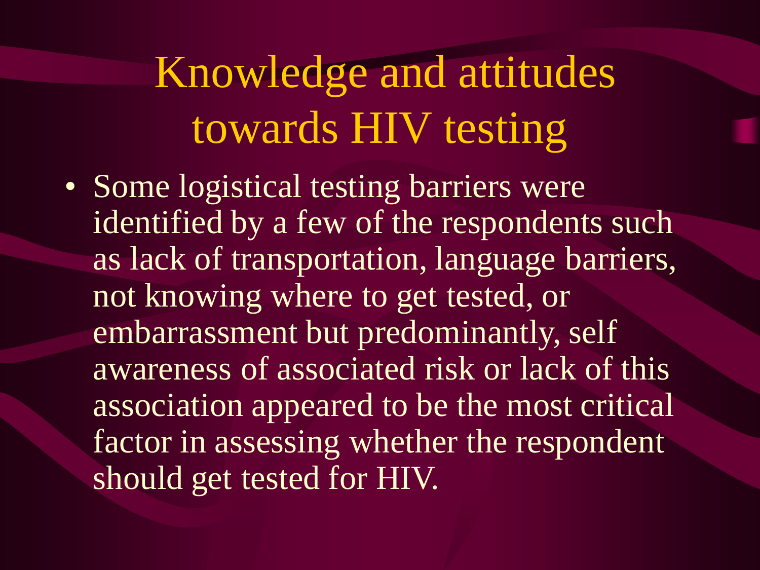# Knowledge and attitudes towards HIV testing

- Some logistical testing barriers were identified by a few of the respondents such as lack of transportation, language barriers, not knowing where to get tested, or embarrassment but predominantly, self awareness of associated risk or lack of this association appeared to be the most critical factor in assessing whether the respondent should get tested for HIV.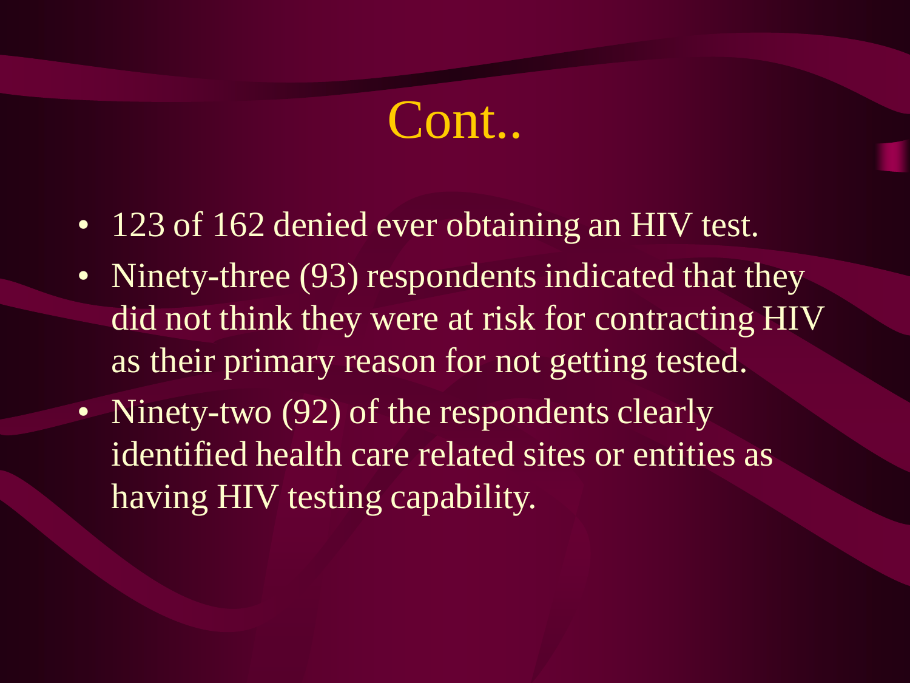# Cont..

- 123 of 162 denied ever obtaining an HIV test.
- Ninety-three (93) respondents indicated that they did not think they were at risk for contracting HIV as their primary reason for not getting tested.
- Ninety-two (92) of the respondents clearly identified health care related sites or entities as having HIV testing capability.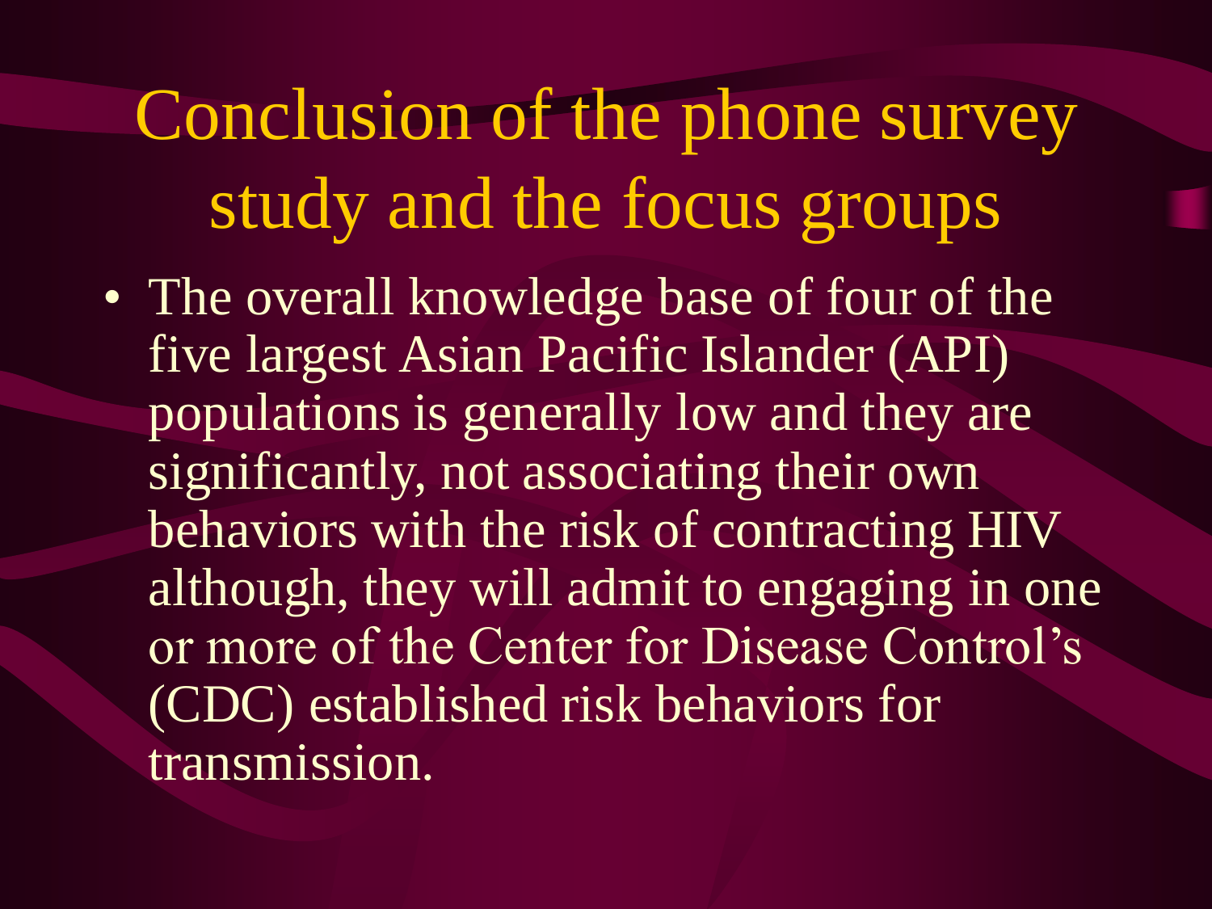# Conclusion of the phone survey study and the focus groups

- The overall knowledge base of four of the five largest Asian Pacific Islander (API) populations is generally low and they are significantly, not associating their own behaviors with the risk of contracting HIV although, they will admit to engaging in one or more of the Center for Disease Control's (CDC) established risk behaviors for transmission.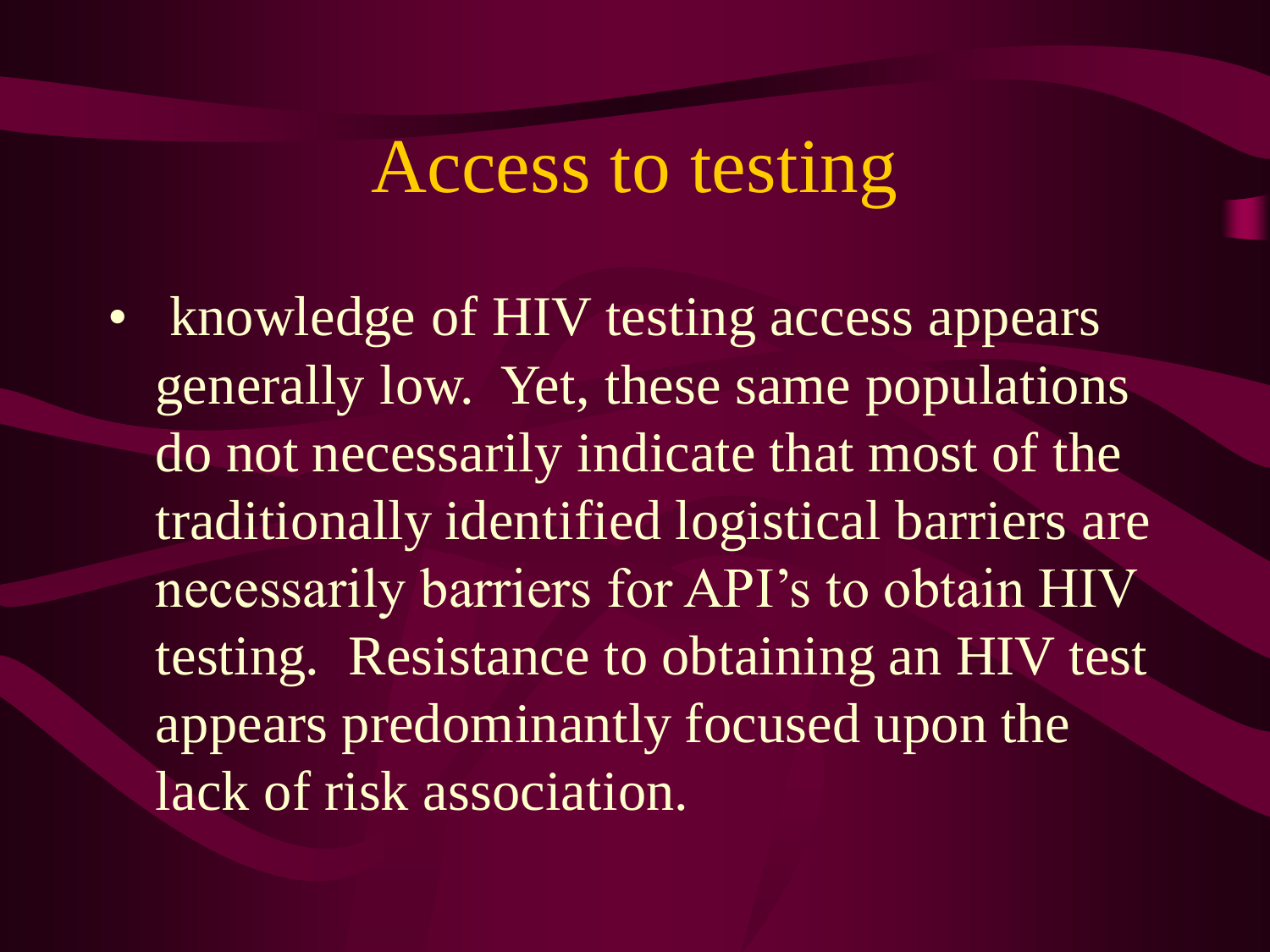# Access to testing

- knowledge of HIV testing access appears generally low. Yet, these same populations do not necessarily indicate that most of the traditionally identified logistical barriers are necessarily barriers for API's to obtain HIV testing. Resistance to obtaining an HIV test appears predominantly focused upon the lack of risk association.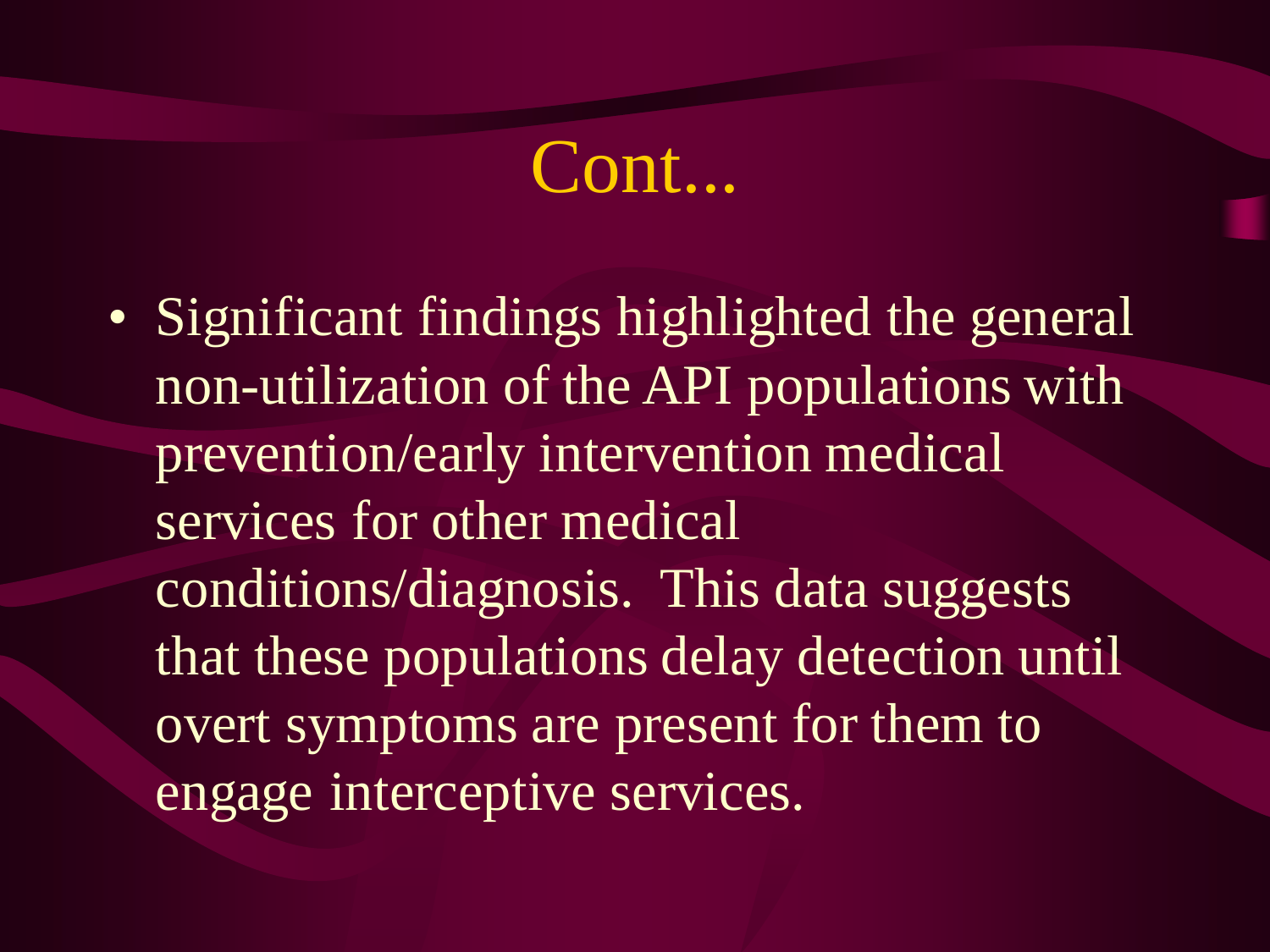# Cont...

- Significant findings highlighted the general non-utilization of the API populations with prevention/early intervention medical services for other medical conditions/diagnosis. This data suggests that these populations delay detection until overt symptoms are present for them to engage interceptive services.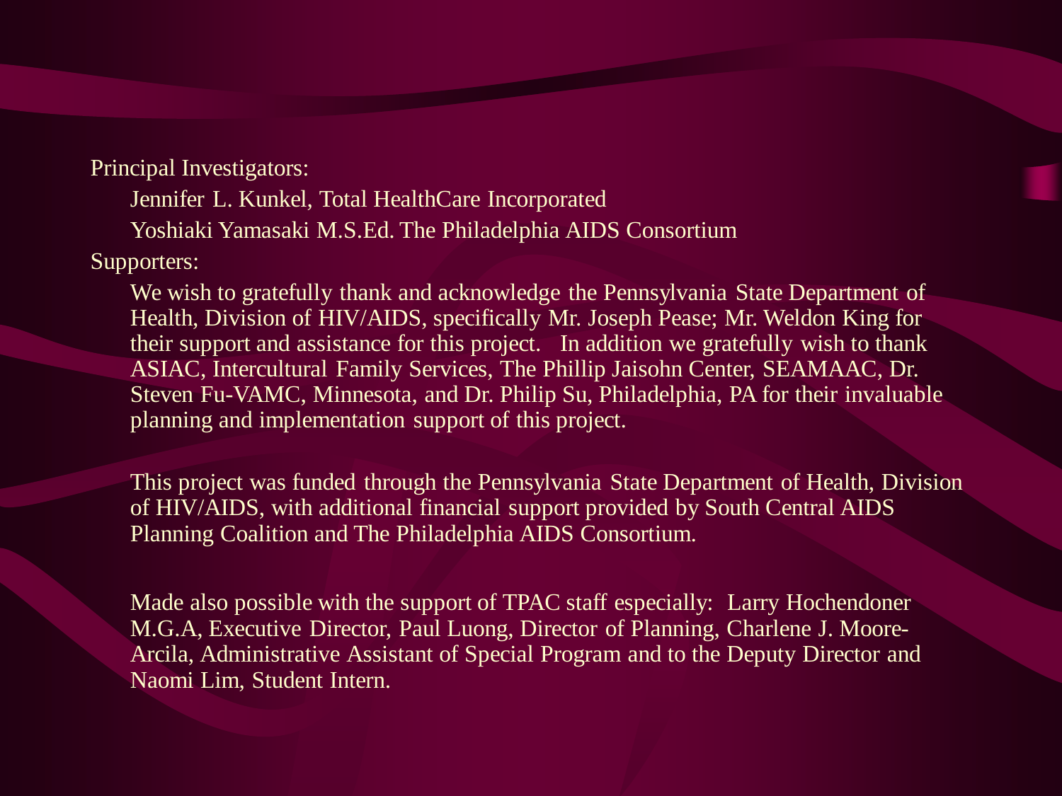Principal Investigators:

Jennifer L. Kunkel, Total HealthCare Incorporated

Yoshiaki Yamasaki M.S.Ed. The Philadelphia AIDS Consortium

Supporters:

We wish to gratefully thank and acknowledge the Pennsylvania State Department of Health, Division of HIV/AIDS, specifically Mr. Joseph Pease; Mr. Weldon King for their support and assistance for this project. In addition we gratefully wish to thank ASIAC, Intercultural Family Services, The Phillip Jaisohn Center, SEAMAAC, Dr. Steven Fu-VAMC, Minnesota, and Dr. Philip Su, Philadelphia, PA for their invaluable planning and implementation support of this project.

This project was funded through the Pennsylvania State Department of Health, Division of HIV/AIDS, with additional financial support provided by South Central AIDS Planning Coalition and The Philadelphia AIDS Consortium.

Made also possible with the support of TPAC staff especially: Larry Hochendoner M.G.A, Executive Director, Paul Luong, Director of Planning, Charlene J. Moore-Arcila, Administrative Assistant of Special Program and to the Deputy Director and Naomi Lim, Student Intern.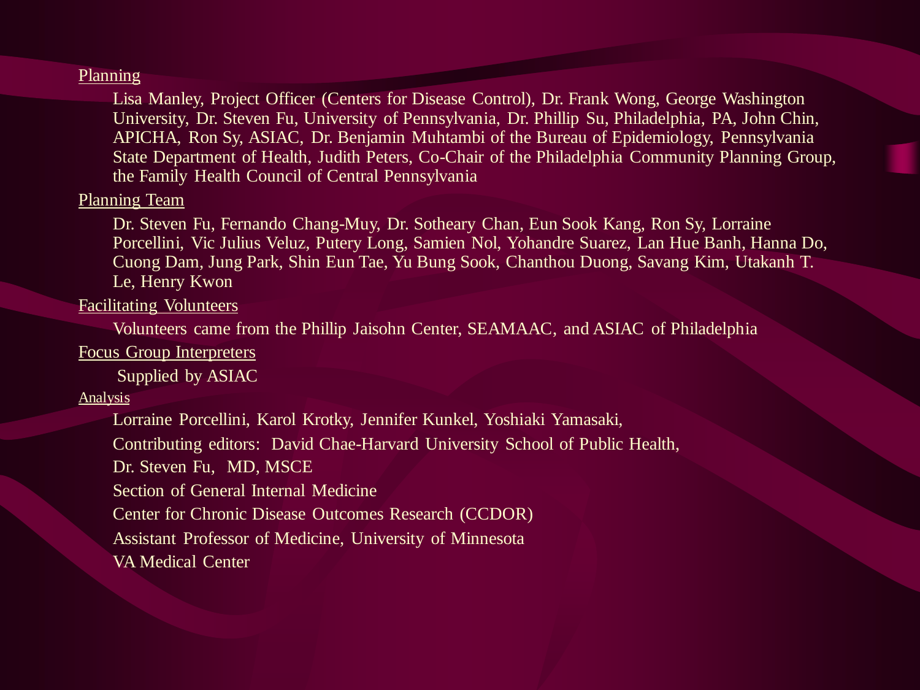Planning

Lisa Manley, Project Officer (Centers for Disease Control), Dr. Frank Wong, George Washington University, Dr. Steven Fu, University of Pennsylvania, Dr. Phillip Su, Philadelphia, PA, John Chin, APICHA, Ron Sy, ASIAC, Dr. Benjamin Muhtambi of the Bureau of Epidemiology, Pennsylvania State Department of Health, Judith Peters, Co-Chair of the Philadelphia Community Planning Group, the Family Health Council of Central Pennsylvania

Planning Team

Dr. Steven Fu, Fernando Chang-Muy, Dr. Sotheary Chan, Eun Sook Kang, Ron Sy, Lorraine Porcellini, Vic Julius Veluz, Putery Long, Samien Nol, Yohandre Suarez, Lan Hue Banh, Hanna Do, Cuong Dam, Jung Park, Shin Eun Tae, Yu Bung Sook, Chanthou Duong, Savang Kim, Utakanh T. Le, Henry Kwon

Facilitating Volunteers

Volunteers came from the Phillip Jaisohn Center, SEAMAAC, and ASIAC of Philadelphia

Focus Group Interpreters

Supplied by ASIAC

Analysis

Lorraine Porcellini, Karol Krotky, Jennifer Kunkel, Yoshiaki Yamasaki,

Contributing editors: David Chae-Harvard University School of Public Health,

Dr. Steven Fu, MD, MSCE

Section of General Internal Medicine

Center for Chronic Disease Outcomes Research (CCDOR)

Assistant Professor of Medicine, University of Minnesota

VA Medical Center